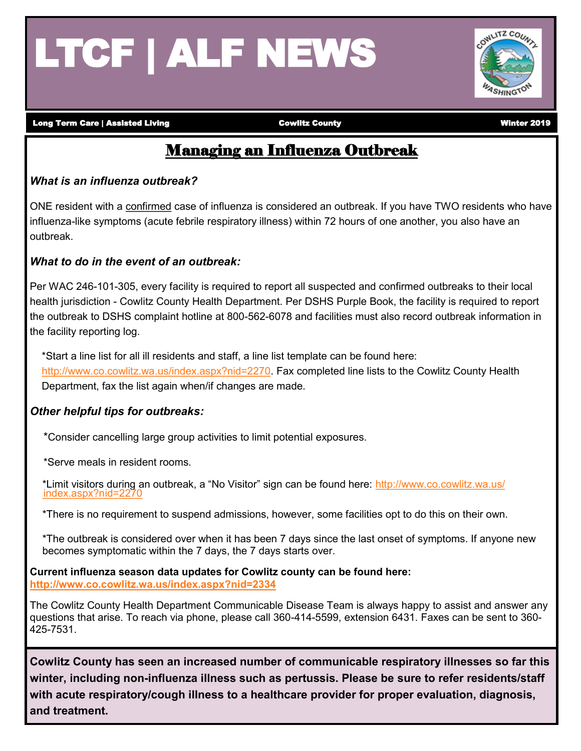# LTCF | ALF NEWS

**Long Term Care | Assisted Living** — **Cowlitz County** — **Winter 2019**

## Managing an Influenza Outbreak

### *What is an influenza outbreak?*

ONE resident with a confirmed case of influenza is considered an outbreak. If you have TWO residents who have influenza-like symptoms (acute febrile respiratory illness) within 72 hours of one another, you also have an outbreak.

### *What to do in the event of an outbreak:*

Per WAC 246-101-305, every facility is required to report all suspected and confirmed outbreaks to their local health jurisdiction - Cowlitz County Health Department. Per DSHS Purple Book, the facility is required to report the outbreak to DSHS complaint hotline at 800-562-6078 and facilities must also record outbreak information in the facility reporting log.

*Start a line list for all ill residents and staff, a line list template can be found here: http://www.co.cowlitz.wa.us/index.aspx?nid=2270. Fax completed line lists to the Cowlitz County Health Department, fax the list again when/if changes are made.

### *Other helpful tips for outbreaks:*

*Consider cancelling large group activities to limit potential exposures.

*Serve meals in resident rooms.

*Limit visitors during an outbreak, a “No Visitor” sign can be found here: http://www.co.cowlitz.wa.us/index.aspx?nid=2270

*There is no requirement to suspend admissions, however, some facilities opt to do this on their own.

*The outbreak is considered over when it has been 7 days since the last onset of symptoms. If anyone new becomes symptomatic within the 7 days, the 7 days starts over.

**Current influenza season data updates for Cowlitz county can be found here:**
**http://www.co.cowlitz.wa.us/index.aspx?nid=2334**

The Cowlitz County Health Department Communicable Disease Team is always happy to assist and answer any questions that arise. To reach via phone, please call 360-414-5599, extension 6431. Faxes can be sent to 360-425-7531.

**Cowlitz County has seen an increased number of communicable respiratory illnesses so far this winter, including non-influenza illness such as pertussis. Please be sure to refer residents/staff with acute respiratory/cough illness to a healthcare provider for proper evaluation, diagnosis, and treatment.**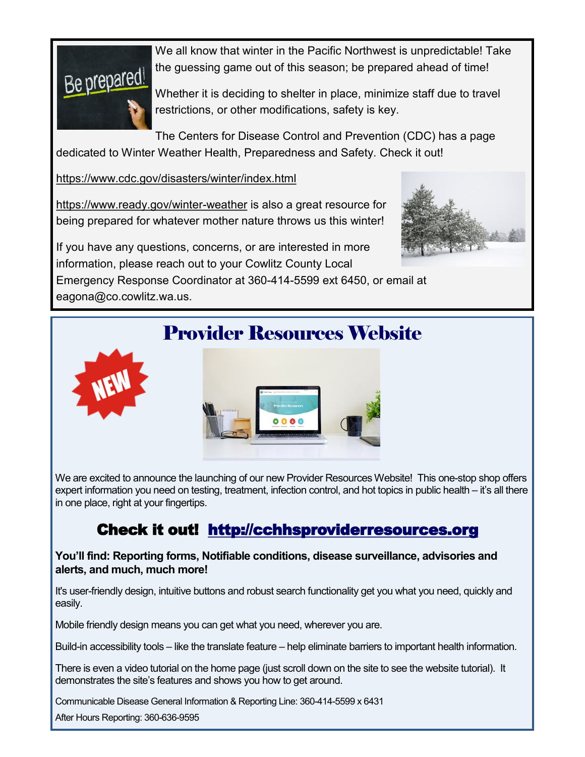We all know that winter in the Pacific Northwest is unpredictable! Take the guessing game out of this season; be prepared ahead of time!

Whether it is deciding to shelter in place, minimize staff due to travel restrictions, or other modifications, safety is key.

The Centers for Disease Control and Prevention (CDC) has a page dedicated to Winter Weather Health, Preparedness and Safety. Check it out!

https://www.cdc.gov/disasters/winter/index.html

https://www.ready.gov/winter-weather is also a great resource for being prepared for whatever mother nature throws us this winter!

If you have any questions, concerns, or are interested in more information, please reach out to your Cowlitz County Local Emergency Response Coordinator at 360-414-5599 ext 6450, or email at eagona@co.cowlitz.wa.us.

# Provider Resources Website

We are excited to announce the launching of our new Provider Resources Website! This one-stop shop offers expert information you need on testing, treatment, infection control, and hot topics in public health – it's all there in one place, right at your fingertips.

## Check it out! http://cchhsproviderresources.org

**You'll find: Reporting forms, Notifiable conditions, disease surveillance, advisories and alerts, and much, much more!**

It's user-friendly design, intuitive buttons and robust search functionality get you what you need, quickly and easily.

Mobile friendly design means you can get what you need, wherever you are.

Build-in accessibility tools – like the translate feature – help eliminate barriers to important health information.

There is even a video tutorial on the home page (just scroll down on the site to see the website tutorial). It demonstrates the site's features and shows you how to get around.

Communicable Disease General Information & Reporting Line: 360-414-5599 x 6431

After Hours Reporting: 360-636-9595